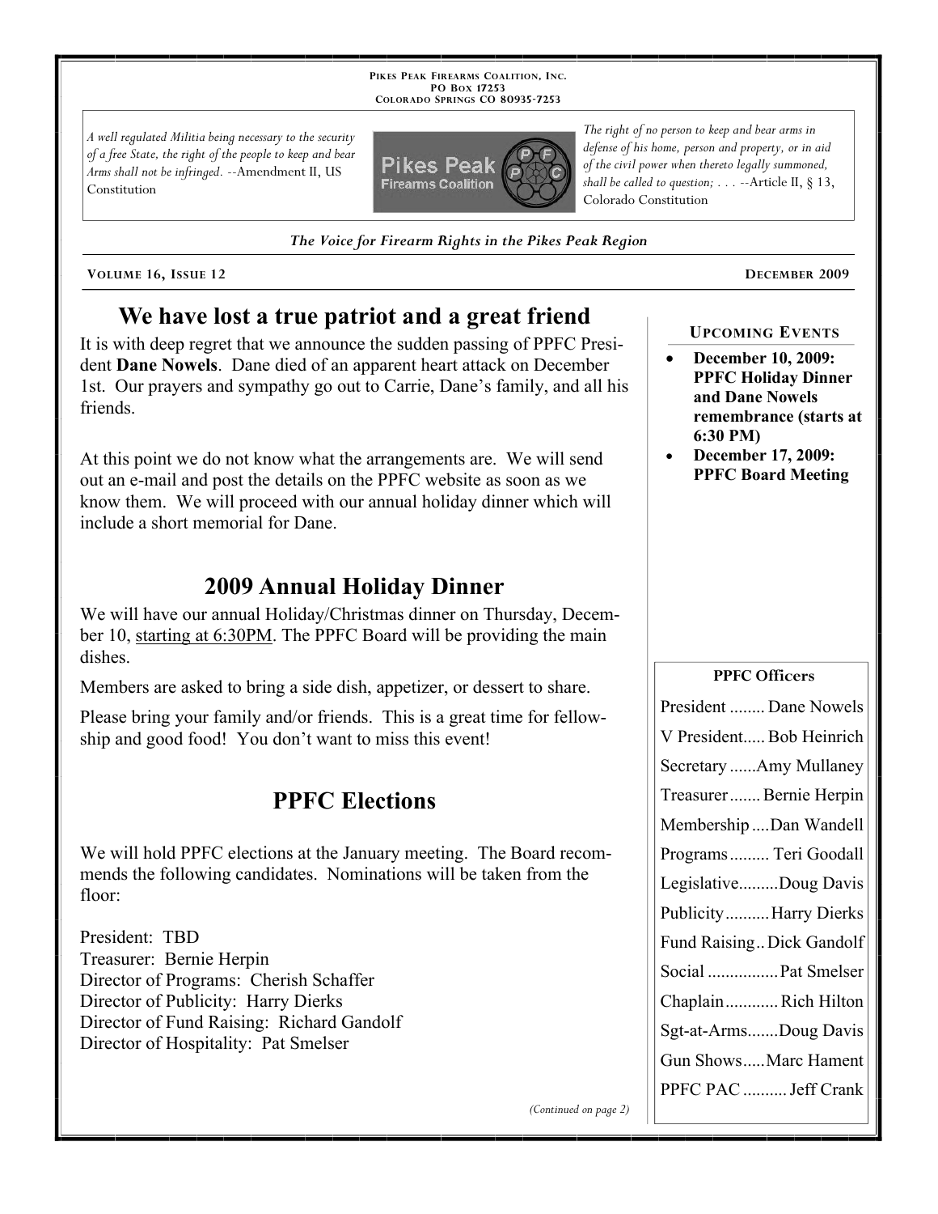PIKES PEAK FIREARMS COALITION, INC.
PO BOX 17253
COLORADO SPRINGS CO 80935-7253

*A well regulated Militia being necessary to the security of a free State, the right of the people to keep and bear Arms shall not be infringed.* --Amendment II, US Constitution

*The right of no person to keep and bear arms in defense of his home, person and property, or in aid of the civil power when thereto legally summoned, shall be called to question; . . .* --Article II, § 13, Colorado Constitution

*The Voice for Firearm Rights in the Pikes Peak Region*

VOLUME 16, ISSUE 12 — DECEMBER 2009

## We have lost a true patriot and a great friend

It is with deep regret that we announce the sudden passing of PPFC President **Dane Nowels**. Dane died of an apparent heart attack on December 1st. Our prayers and sympathy go out to Carrie, Dane's family, and all his friends.

At this point we do not know what the arrangements are. We will send out an e-mail and post the details on the PPFC website as soon as we know them. We will proceed with our annual holiday dinner which will include a short memorial for Dane.

## 2009 Annual Holiday Dinner

We will have our annual Holiday/Christmas dinner on Thursday, December 10, starting at 6:30PM. The PPFC Board will be providing the main dishes.

Members are asked to bring a side dish, appetizer, or dessert to share.

Please bring your family and/or friends. This is a great time for fellowship and good food! You don't want to miss this event!

## PPFC Elections

We will hold PPFC elections at the January meeting. The Board recommends the following candidates. Nominations will be taken from the floor:

President: TBD
Treasurer: Bernie Herpin
Director of Programs: Cherish Schaffer
Director of Publicity: Harry Dierks
Director of Fund Raising: Richard Gandolf
Director of Hospitality: Pat Smelser

*(Continued on page 2)*

### UPCOMING EVENTS

- **December 10, 2009: PPFC Holiday Dinner and Dane Nowels remembrance (starts at 6:30 PM)**
- **December 17, 2009: PPFC Board Meeting**

### PPFC Officers

| Position | Name |
| --- | --- |
| President | Dane Nowels |
| V President | Bob Heinrich |
| Secretary | Amy Mullaney |
| Treasurer | Bernie Herpin |
| Membership | Dan Wandell |
| Programs | Teri Goodall |
| Legislative | Doug Davis |
| Publicity | Harry Dierks |
| Fund Raising | Dick Gandolf |
| Social | Pat Smelser |
| Chaplain | Rich Hilton |
| Sgt-at-Arms | Doug Davis |
| Gun Shows | Marc Hament |
| PPFC PAC | Jeff Crank |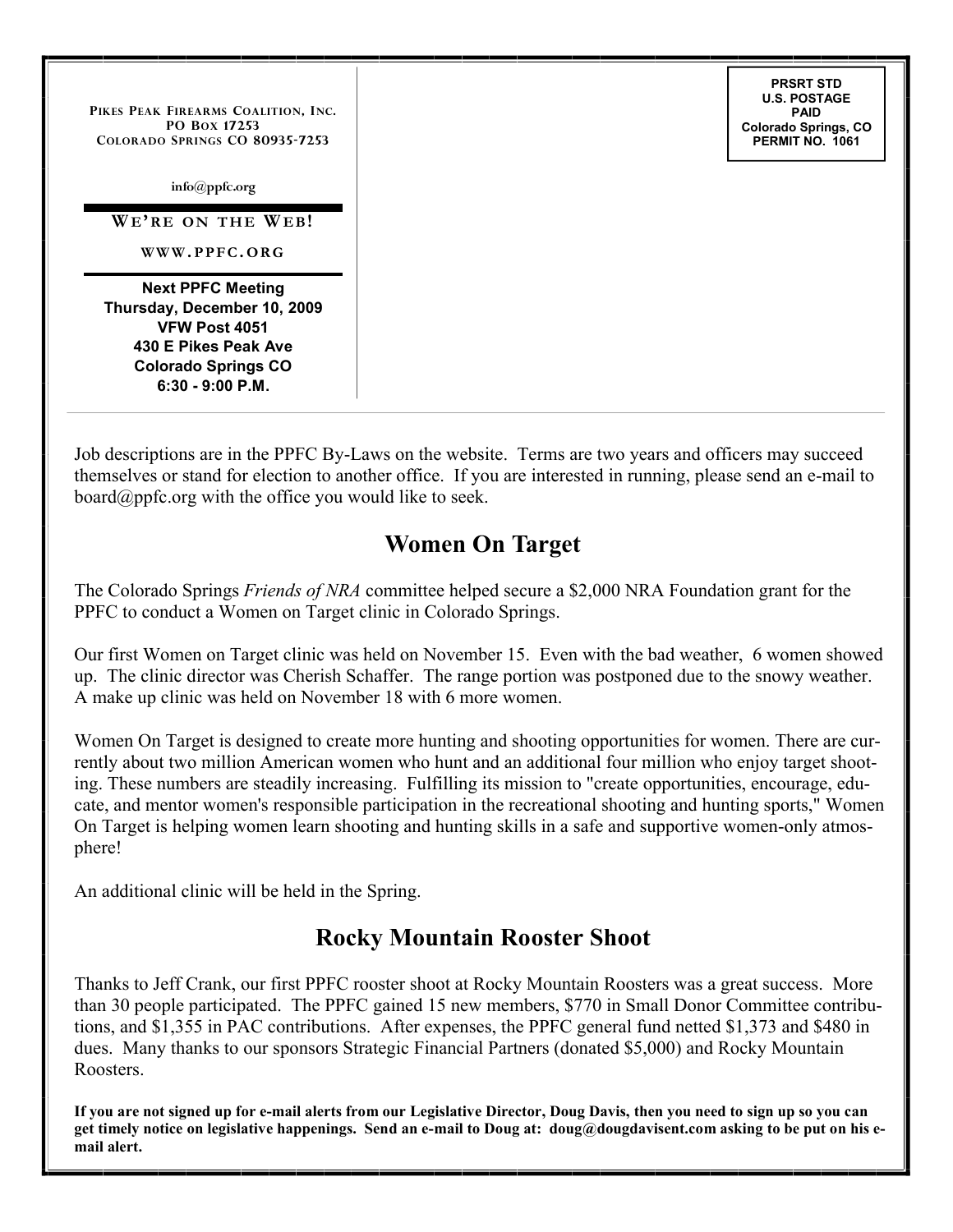**Pikes Peak Firearms Coalition, Inc.**
**PO Box 17253**
**Colorado Springs CO 80935-7253**

info@ppfc.org

**We're on the Web!**

**www.ppfc.org**

**Next PPFC Meeting**
**Thursday, December 10, 2009**
**VFW Post 4051**
**430 E Pikes Peak Ave**
**Colorado Springs CO**
**6:30 - 9:00 P.M.**

**PRSRT STD**
**U.S. POSTAGE**
**PAID**
**Colorado Springs, CO**
**PERMIT NO. 1061**

Job descriptions are in the PPFC By-Laws on the website. Terms are two years and officers may succeed themselves or stand for election to another office. If you are interested in running, please send an e-mail to board@ppfc.org with the office you would like to seek.

## Women On Target

The Colorado Springs *Friends of NRA* committee helped secure a $2,000 NRA Foundation grant for the PPFC to conduct a Women on Target clinic in Colorado Springs.

Our first Women on Target clinic was held on November 15. Even with the bad weather, 6 women showed up. The clinic director was Cherish Schaffer. The range portion was postponed due to the snowy weather. A make up clinic was held on November 18 with 6 more women.

Women On Target is designed to create more hunting and shooting opportunities for women. There are currently about two million American women who hunt and an additional four million who enjoy target shooting. These numbers are steadily increasing. Fulfilling its mission to "create opportunities, encourage, educate, and mentor women's responsible participation in the recreational shooting and hunting sports," Women On Target is helping women learn shooting and hunting skills in a safe and supportive women-only atmosphere!

An additional clinic will be held in the Spring.

## Rocky Mountain Rooster Shoot

Thanks to Jeff Crank, our first PPFC rooster shoot at Rocky Mountain Roosters was a great success. More than 30 people participated. The PPFC gained 15 new members, $770 in Small Donor Committee contributions, and $1,355 in PAC contributions. After expenses, the PPFC general fund netted $1,373 and $480 in dues. Many thanks to our sponsors Strategic Financial Partners (donated $5,000) and Rocky Mountain Roosters.

**If you are not signed up for e-mail alerts from our Legislative Director, Doug Davis, then you need to sign up so you can get timely notice on legislative happenings. Send an e-mail to Doug at: doug@dougdavisent.com asking to be put on his e-mail alert.**